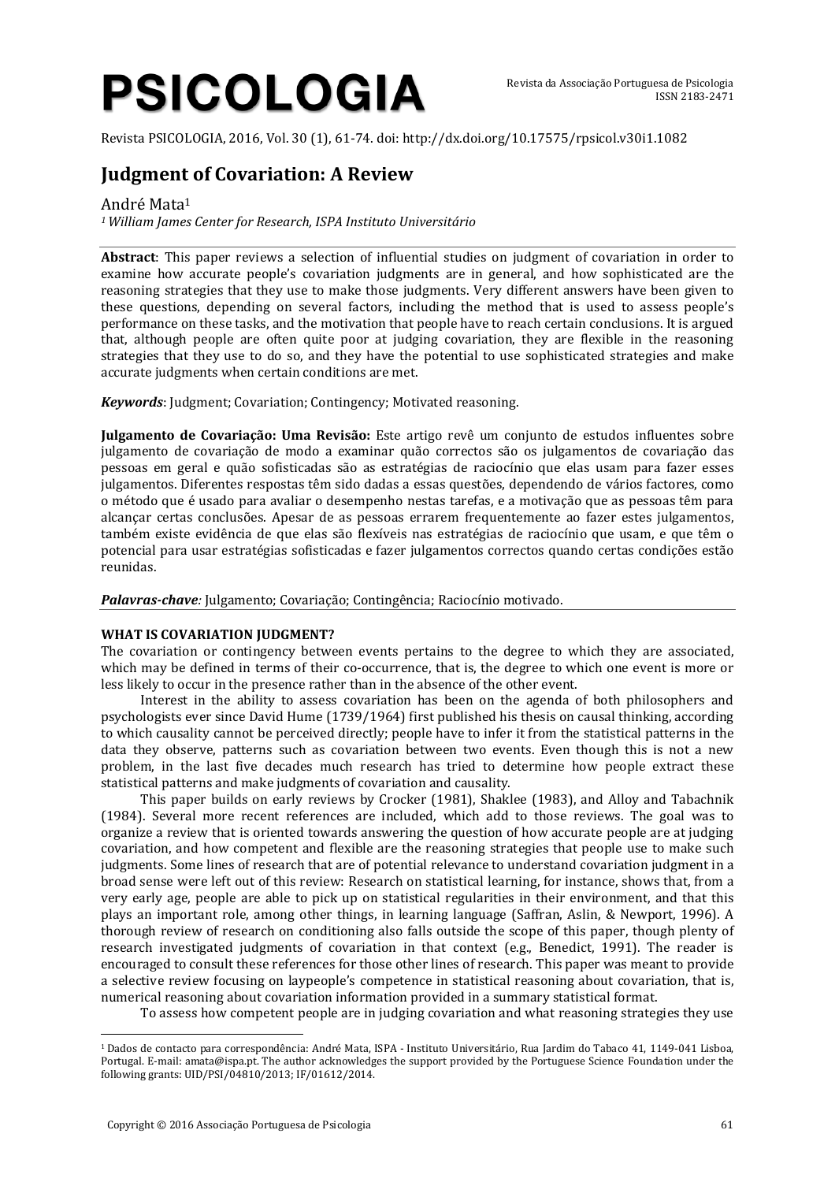# Judgment of Covariation: A Review

André Mata[1]

[1] *William James Center for Research, ISPA Instituto Universitário*

**Abstract**: This paper reviews a selection of influential studies on judgment of covariation in order to examine how accurate people's covariation judgments are in general, and how sophisticated are the reasoning strategies that they use to make those judgments. Very different answers have been given to these questions, depending on several factors, including the method that is used to assess people's performance on these tasks, and the motivation that people have to reach certain conclusions. It is argued that, although people are often quite poor at judging covariation, they are flexible in the reasoning strategies that they use to do so, and they have the potential to use sophisticated strategies and make accurate judgments when certain conditions are met.

***Keywords***: Judgment; Covariation; Contingency; Motivated reasoning.

**Julgamento de Covariação: Uma Revisão:** Este artigo revê um conjunto de estudos influentes sobre julgamento de covariação de modo a examinar quão correctos são os julgamentos de covariação das pessoas em geral e quão sofisticadas são as estratégias de raciocínio que elas usam para fazer esses julgamentos. Diferentes respostas têm sido dadas a essas questões, dependendo de vários factores, como o método que é usado para avaliar o desempenho nestas tarefas, e a motivação que as pessoas têm para alcançar certas conclusões. Apesar de as pessoas errarem frequentemente ao fazer estes julgamentos, também existe evidência de que elas são flexíveis nas estratégias de raciocínio que usam, e que têm o potencial para usar estratégias sofisticadas e fazer julgamentos correctos quando certas condições estão reunidas.

***Palavras-chave:*** Julgamento; Covariação; Contingência; Raciocínio motivado.

## WHAT IS COVARIATION JUDGMENT?

The covariation or contingency between events pertains to the degree to which they are associated, which may be defined in terms of their co-occurrence, that is, the degree to which one event is more or less likely to occur in the presence rather than in the absence of the other event.

Interest in the ability to assess covariation has been on the agenda of both philosophers and psychologists ever since David Hume (1739/1964) first published his thesis on causal thinking, according to which causality cannot be perceived directly; people have to infer it from the statistical patterns in the data they observe, patterns such as covariation between two events. Even though this is not a new problem, in the last five decades much research has tried to determine how people extract these statistical patterns and make judgments of covariation and causality.

This paper builds on early reviews by Crocker (1981), Shaklee (1983), and Alloy and Tabachnik (1984). Several more recent references are included, which add to those reviews. The goal was to organize a review that is oriented towards answering the question of how accurate people are at judging covariation, and how competent and flexible are the reasoning strategies that people use to make such judgments. Some lines of research that are of potential relevance to understand covariation judgment in a broad sense were left out of this review: Research on statistical learning, for instance, shows that, from a very early age, people are able to pick up on statistical regularities in their environment, and that this plays an important role, among other things, in learning language (Saffran, Aslin, & Newport, 1996). A thorough review of research on conditioning also falls outside the scope of this paper, though plenty of research investigated judgments of covariation in that context (e.g., Benedict, 1991). The reader is encouraged to consult these references for those other lines of research. This paper was meant to provide a selective review focusing on laypeople's competence in statistical reasoning about covariation, that is, numerical reasoning about covariation information provided in a summary statistical format.

To assess how competent people are in judging covariation and what reasoning strategies they use

---

[1] Dados de contacto para correspondência: André Mata, ISPA - Instituto Universitário, Rua Jardim do Tabaco 41, 1149-041 Lisboa, Portugal. E-mail: amata@ispa.pt. The author acknowledges the support provided by the Portuguese Science Foundation under the following grants: UID/PSI/04810/2013; IF/01612/2014.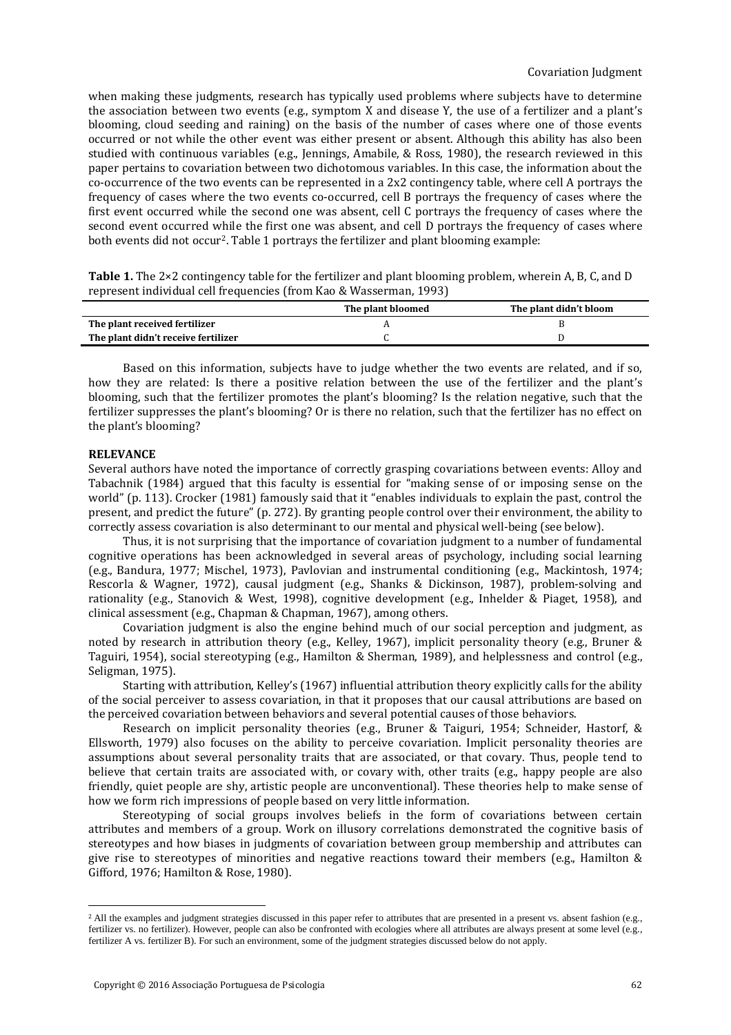when making these judgments, research has typically used problems where subjects have to determine the association between two events (e.g., symptom X and disease Y, the use of a fertilizer and a plant's blooming, cloud seeding and raining) on the basis of the number of cases where one of those events occurred or not while the other event was either present or absent. Although this ability has also been studied with continuous variables (e.g., Jennings, Amabile, & Ross, 1980), the research reviewed in this paper pertains to covariation between two dichotomous variables. In this case, the information about the co-occurrence of the two events can be represented in a 2x2 contingency table, where cell A portrays the frequency of cases where the two events co-occurred, cell B portrays the frequency of cases where the first event occurred while the second one was absent, cell C portrays the frequency of cases where the second event occurred while the first one was absent, and cell D portrays the frequency of cases where both events did not occur[2]. Table 1 portrays the fertilizer and plant blooming example:

**Table 1.** The 2×2 contingency table for the fertilizer and plant blooming problem, wherein A, B, C, and D represent individual cell frequencies (from Kao & Wasserman, 1993)

| | The plant bloomed | The plant didn't bloom |
|---|---|---|
| **The plant received fertilizer** | A | B |
| **The plant didn't receive fertilizer** | C | D |

Based on this information, subjects have to judge whether the two events are related, and if so, how they are related: Is there a positive relation between the use of the fertilizer and the plant's blooming, such that the fertilizer promotes the plant's blooming? Is the relation negative, such that the fertilizer suppresses the plant's blooming? Or is there no relation, such that the fertilizer has no effect on the plant's blooming?

## RELEVANCE

Several authors have noted the importance of correctly grasping covariations between events: Alloy and Tabachnik (1984) argued that this faculty is essential for "making sense of or imposing sense on the world" (p. 113). Crocker (1981) famously said that it "enables individuals to explain the past, control the present, and predict the future" (p. 272). By granting people control over their environment, the ability to correctly assess covariation is also determinant to our mental and physical well-being (see below).

Thus, it is not surprising that the importance of covariation judgment to a number of fundamental cognitive operations has been acknowledged in several areas of psychology, including social learning (e.g., Bandura, 1977; Mischel, 1973), Pavlovian and instrumental conditioning (e.g., Mackintosh, 1974; Rescorla & Wagner, 1972), causal judgment (e.g., Shanks & Dickinson, 1987), problem-solving and rationality (e.g., Stanovich & West, 1998), cognitive development (e.g., Inhelder & Piaget, 1958), and clinical assessment (e.g., Chapman & Chapman, 1967), among others.

Covariation judgment is also the engine behind much of our social perception and judgment, as noted by research in attribution theory (e.g., Kelley, 1967), implicit personality theory (e.g., Bruner & Taguiri, 1954), social stereotyping (e.g., Hamilton & Sherman, 1989), and helplessness and control (e.g., Seligman, 1975).

Starting with attribution, Kelley's (1967) influential attribution theory explicitly calls for the ability of the social perceiver to assess covariation, in that it proposes that our causal attributions are based on the perceived covariation between behaviors and several potential causes of those behaviors.

Research on implicit personality theories (e.g., Bruner & Taiguri, 1954; Schneider, Hastorf, & Ellsworth, 1979) also focuses on the ability to perceive covariation. Implicit personality theories are assumptions about several personality traits that are associated, or that covary. Thus, people tend to believe that certain traits are associated with, or covary with, other traits (e.g., happy people are also friendly, quiet people are shy, artistic people are unconventional). These theories help to make sense of how we form rich impressions of people based on very little information.

Stereotyping of social groups involves beliefs in the form of covariations between certain attributes and members of a group. Work on illusory correlations demonstrated the cognitive basis of stereotypes and how biases in judgments of covariation between group membership and attributes can give rise to stereotypes of minorities and negative reactions toward their members (e.g., Hamilton & Gifford, 1976; Hamilton & Rose, 1980).

[2] All the examples and judgment strategies discussed in this paper refer to attributes that are presented in a present vs. absent fashion (e.g., fertilizer vs. no fertilizer). However, people can also be confronted with ecologies where all attributes are always present at some level (e.g., fertilizer A vs. fertilizer B). For such an environment, some of the judgment strategies discussed below do not apply.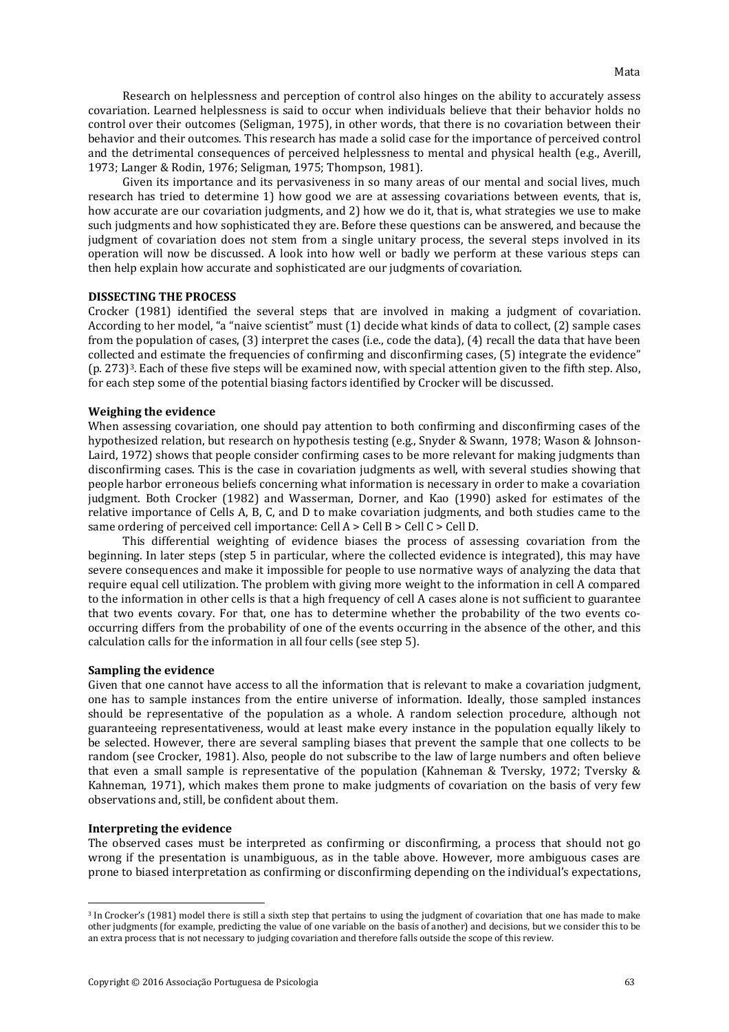Research on helplessness and perception of control also hinges on the ability to accurately assess covariation. Learned helplessness is said to occur when individuals believe that their behavior holds no control over their outcomes (Seligman, 1975), in other words, that there is no covariation between their behavior and their outcomes. This research has made a solid case for the importance of perceived control and the detrimental consequences of perceived helplessness to mental and physical health (e.g., Averill, 1973; Langer & Rodin, 1976; Seligman, 1975; Thompson, 1981).

Given its importance and its pervasiveness in so many areas of our mental and social lives, much research has tried to determine 1) how good we are at assessing covariations between events, that is, how accurate are our covariation judgments, and 2) how we do it, that is, what strategies we use to make such judgments and how sophisticated they are. Before these questions can be answered, and because the judgment of covariation does not stem from a single unitary process, the several steps involved in its operation will now be discussed. A look into how well or badly we perform at these various steps can then help explain how accurate and sophisticated are our judgments of covariation.

## DISSECTING THE PROCESS

Crocker (1981) identified the several steps that are involved in making a judgment of covariation. According to her model, "a "naive scientist" must (1) decide what kinds of data to collect, (2) sample cases from the population of cases, (3) interpret the cases (i.e., code the data), (4) recall the data that have been collected and estimate the frequencies of confirming and disconfirming cases, (5) integrate the evidence" (p. 273)[3]. Each of these five steps will be examined now, with special attention given to the fifth step. Also, for each step some of the potential biasing factors identified by Crocker will be discussed.

### Weighing the evidence

When assessing covariation, one should pay attention to both confirming and disconfirming cases of the hypothesized relation, but research on hypothesis testing (e.g., Snyder & Swann, 1978; Wason & Johnson-Laird, 1972) shows that people consider confirming cases to be more relevant for making judgments than disconfirming cases. This is the case in covariation judgments as well, with several studies showing that people harbor erroneous beliefs concerning what information is necessary in order to make a covariation judgment. Both Crocker (1982) and Wasserman, Dorner, and Kao (1990) asked for estimates of the relative importance of Cells A, B, C, and D to make covariation judgments, and both studies came to the same ordering of perceived cell importance: Cell A > Cell B > Cell C > Cell D.

This differential weighting of evidence biases the process of assessing covariation from the beginning. In later steps (step 5 in particular, where the collected evidence is integrated), this may have severe consequences and make it impossible for people to use normative ways of analyzing the data that require equal cell utilization. The problem with giving more weight to the information in cell A compared to the information in other cells is that a high frequency of cell A cases alone is not sufficient to guarantee that two events covary. For that, one has to determine whether the probability of the two events co-occurring differs from the probability of one of the events occurring in the absence of the other, and this calculation calls for the information in all four cells (see step 5).

### Sampling the evidence

Given that one cannot have access to all the information that is relevant to make a covariation judgment, one has to sample instances from the entire universe of information. Ideally, those sampled instances should be representative of the population as a whole. A random selection procedure, although not guaranteeing representativeness, would at least make every instance in the population equally likely to be selected. However, there are several sampling biases that prevent the sample that one collects to be random (see Crocker, 1981). Also, people do not subscribe to the law of large numbers and often believe that even a small sample is representative of the population (Kahneman & Tversky, 1972; Tversky & Kahneman, 1971), which makes them prone to make judgments of covariation on the basis of very few observations and, still, be confident about them.

### Interpreting the evidence

The observed cases must be interpreted as confirming or disconfirming, a process that should not go wrong if the presentation is unambiguous, as in the table above. However, more ambiguous cases are prone to biased interpretation as confirming or disconfirming depending on the individual's expectations,

---

[3] In Crocker's (1981) model there is still a sixth step that pertains to using the judgment of covariation that one has made to make other judgments (for example, predicting the value of one variable on the basis of another) and decisions, but we consider this to be an extra process that is not necessary to judging covariation and therefore falls outside the scope of this review.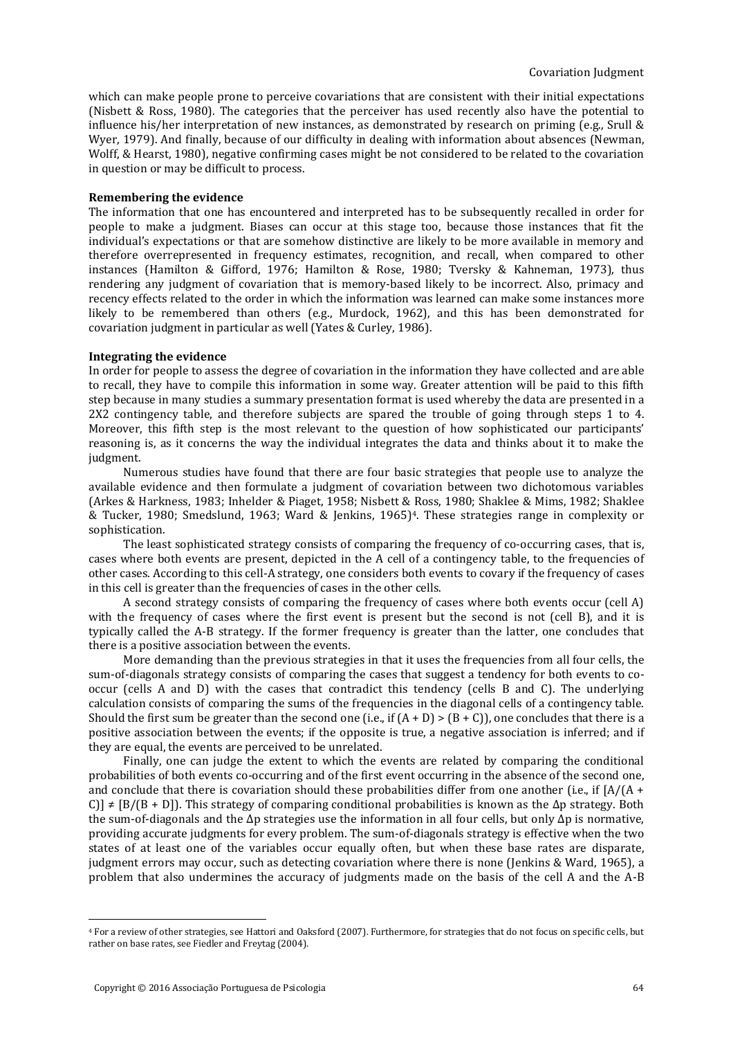which can make people prone to perceive covariations that are consistent with their initial expectations (Nisbett & Ross, 1980). The categories that the perceiver has used recently also have the potential to influence his/her interpretation of new instances, as demonstrated by research on priming (e.g., Srull & Wyer, 1979). And finally, because of our difficulty in dealing with information about absences (Newman, Wolff, & Hearst, 1980), negative confirming cases might be not considered to be related to the covariation in question or may be difficult to process.

**Remembering the evidence**

The information that one has encountered and interpreted has to be subsequently recalled in order for people to make a judgment. Biases can occur at this stage too, because those instances that fit the individual's expectations or that are somehow distinctive are likely to be more available in memory and therefore overrepresented in frequency estimates, recognition, and recall, when compared to other instances (Hamilton & Gifford, 1976; Hamilton & Rose, 1980; Tversky & Kahneman, 1973), thus rendering any judgment of covariation that is memory-based likely to be incorrect. Also, primacy and recency effects related to the order in which the information was learned can make some instances more likely to be remembered than others (e.g., Murdock, 1962), and this has been demonstrated for covariation judgment in particular as well (Yates & Curley, 1986).

**Integrating the evidence**

In order for people to assess the degree of covariation in the information they have collected and are able to recall, they have to compile this information in some way. Greater attention will be paid to this fifth step because in many studies a summary presentation format is used whereby the data are presented in a 2X2 contingency table, and therefore subjects are spared the trouble of going through steps 1 to 4. Moreover, this fifth step is the most relevant to the question of how sophisticated our participants' reasoning is, as it concerns the way the individual integrates the data and thinks about it to make the judgment.

Numerous studies have found that there are four basic strategies that people use to analyze the available evidence and then formulate a judgment of covariation between two dichotomous variables (Arkes & Harkness, 1983; Inhelder & Piaget, 1958; Nisbett & Ross, 1980; Shaklee & Mims, 1982; Shaklee & Tucker, 1980; Smedslund, 1963; Ward & Jenkins, 1965)[4]. These strategies range in complexity or sophistication.

The least sophisticated strategy consists of comparing the frequency of co-occurring cases, that is, cases where both events are present, depicted in the A cell of a contingency table, to the frequencies of other cases. According to this cell-A strategy, one considers both events to covary if the frequency of cases in this cell is greater than the frequencies of cases in the other cells.

A second strategy consists of comparing the frequency of cases where both events occur (cell A) with the frequency of cases where the first event is present but the second is not (cell B), and it is typically called the A-B strategy. If the former frequency is greater than the latter, one concludes that there is a positive association between the events.

More demanding than the previous strategies in that it uses the frequencies from all four cells, the sum-of-diagonals strategy consists of comparing the cases that suggest a tendency for both events to co-occur (cells A and D) with the cases that contradict this tendency (cells B and C). The underlying calculation consists of comparing the sums of the frequencies in the diagonal cells of a contingency table. Should the first sum be greater than the second one (i.e., if $(A + D) > (B + C)$), one concludes that there is a positive association between the events; if the opposite is true, a negative association is inferred; and if they are equal, the events are perceived to be unrelated.

Finally, one can judge the extent to which the events are related by comparing the conditional probabilities of both events co-occurring and of the first event occurring in the absence of the second one, and conclude that there is covariation should these probabilities differ from one another (i.e., if $[A/(A + C)] \neq [B/(B + D)]$). This strategy of comparing conditional probabilities is known as the $\Delta p$ strategy. Both the sum-of-diagonals and the $\Delta p$ strategies use the information in all four cells, but only $\Delta p$ is normative, providing accurate judgments for every problem. The sum-of-diagonals strategy is effective when the two states of at least one of the variables occur equally often, but when these base rates are disparate, judgment errors may occur, such as detecting covariation where there is none (Jenkins & Ward, 1965), a problem that also undermines the accuracy of judgments made on the basis of the cell A and the A-B

[4] For a review of other strategies, see Hattori and Oaksford (2007). Furthermore, for strategies that do not focus on specific cells, but rather on base rates, see Fiedler and Freytag (2004).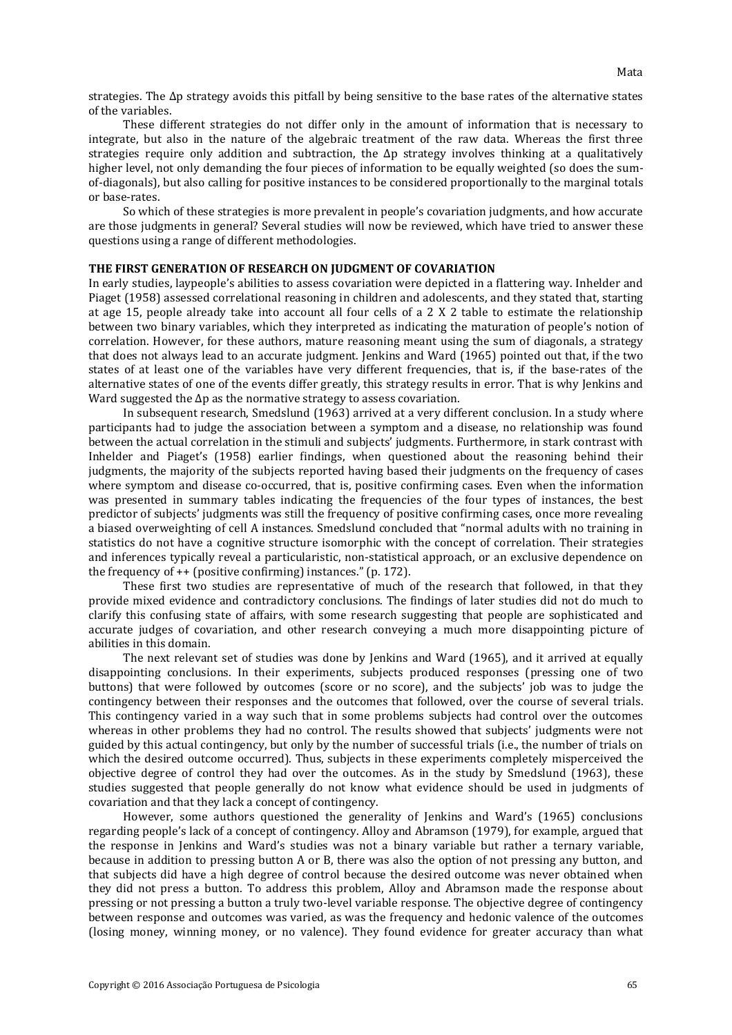strategies. The Δp strategy avoids this pitfall by being sensitive to the base rates of the alternative states of the variables.

These different strategies do not differ only in the amount of information that is necessary to integrate, but also in the nature of the algebraic treatment of the raw data. Whereas the first three strategies require only addition and subtraction, the Δp strategy involves thinking at a qualitatively higher level, not only demanding the four pieces of information to be equally weighted (so does the sum-of-diagonals), but also calling for positive instances to be considered proportionally to the marginal totals or base-rates.

So which of these strategies is more prevalent in people's covariation judgments, and how accurate are those judgments in general? Several studies will now be reviewed, which have tried to answer these questions using a range of different methodologies.

## THE FIRST GENERATION OF RESEARCH ON JUDGMENT OF COVARIATION

In early studies, laypeople's abilities to assess covariation were depicted in a flattering way. Inhelder and Piaget (1958) assessed correlational reasoning in children and adolescents, and they stated that, starting at age 15, people already take into account all four cells of a 2 X 2 table to estimate the relationship between two binary variables, which they interpreted as indicating the maturation of people's notion of correlation. However, for these authors, mature reasoning meant using the sum of diagonals, a strategy that does not always lead to an accurate judgment. Jenkins and Ward (1965) pointed out that, if the two states of at least one of the variables have very different frequencies, that is, if the base-rates of the alternative states of one of the events differ greatly, this strategy results in error. That is why Jenkins and Ward suggested the Δp as the normative strategy to assess covariation.

In subsequent research, Smedslund (1963) arrived at a very different conclusion. In a study where participants had to judge the association between a symptom and a disease, no relationship was found between the actual correlation in the stimuli and subjects' judgments. Furthermore, in stark contrast with Inhelder and Piaget's (1958) earlier findings, when questioned about the reasoning behind their judgments, the majority of the subjects reported having based their judgments on the frequency of cases where symptom and disease co-occurred, that is, positive confirming cases. Even when the information was presented in summary tables indicating the frequencies of the four types of instances, the best predictor of subjects' judgments was still the frequency of positive confirming cases, once more revealing a biased overweighting of cell A instances. Smedslund concluded that "normal adults with no training in statistics do not have a cognitive structure isomorphic with the concept of correlation. Their strategies and inferences typically reveal a particularistic, non-statistical approach, or an exclusive dependence on the frequency of ++ (positive confirming) instances." (p. 172).

These first two studies are representative of much of the research that followed, in that they provide mixed evidence and contradictory conclusions. The findings of later studies did not do much to clarify this confusing state of affairs, with some research suggesting that people are sophisticated and accurate judges of covariation, and other research conveying a much more disappointing picture of abilities in this domain.

The next relevant set of studies was done by Jenkins and Ward (1965), and it arrived at equally disappointing conclusions. In their experiments, subjects produced responses (pressing one of two buttons) that were followed by outcomes (score or no score), and the subjects' job was to judge the contingency between their responses and the outcomes that followed, over the course of several trials. This contingency varied in a way such that in some problems subjects had control over the outcomes whereas in other problems they had no control. The results showed that subjects' judgments were not guided by this actual contingency, but only by the number of successful trials (i.e., the number of trials on which the desired outcome occurred). Thus, subjects in these experiments completely misperceived the objective degree of control they had over the outcomes. As in the study by Smedslund (1963), these studies suggested that people generally do not know what evidence should be used in judgments of covariation and that they lack a concept of contingency.

However, some authors questioned the generality of Jenkins and Ward's (1965) conclusions regarding people's lack of a concept of contingency. Alloy and Abramson (1979), for example, argued that the response in Jenkins and Ward's studies was not a binary variable but rather a ternary variable, because in addition to pressing button A or B, there was also the option of not pressing any button, and that subjects did have a high degree of control because the desired outcome was never obtained when they did not press a button. To address this problem, Alloy and Abramson made the response about pressing or not pressing a button a truly two-level variable response. The objective degree of contingency between response and outcomes was varied, as was the frequency and hedonic valence of the outcomes (losing money, winning money, or no valence). They found evidence for greater accuracy than what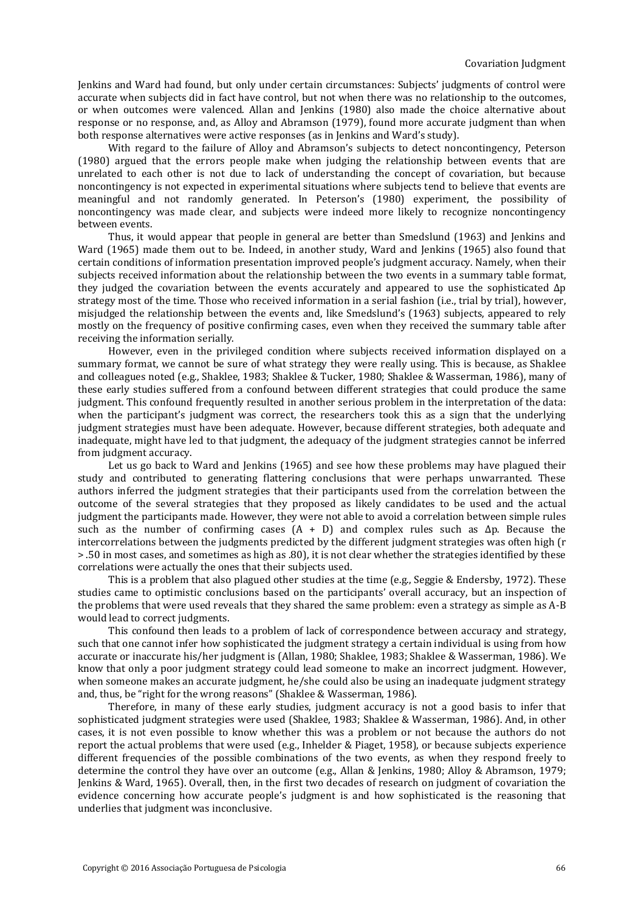Jenkins and Ward had found, but only under certain circumstances: Subjects' judgments of control were accurate when subjects did in fact have control, but not when there was no relationship to the outcomes, or when outcomes were valenced. Allan and Jenkins (1980) also made the choice alternative about response or no response, and, as Alloy and Abramson (1979), found more accurate judgment than when both response alternatives were active responses (as in Jenkins and Ward's study).

With regard to the failure of Alloy and Abramson's subjects to detect noncontingency, Peterson (1980) argued that the errors people make when judging the relationship between events that are unrelated to each other is not due to lack of understanding the concept of covariation, but because noncontingency is not expected in experimental situations where subjects tend to believe that events are meaningful and not randomly generated. In Peterson's (1980) experiment, the possibility of noncontingency was made clear, and subjects were indeed more likely to recognize noncontingency between events.

Thus, it would appear that people in general are better than Smedslund (1963) and Jenkins and Ward (1965) made them out to be. Indeed, in another study, Ward and Jenkins (1965) also found that certain conditions of information presentation improved people's judgment accuracy. Namely, when their subjects received information about the relationship between the two events in a summary table format, they judged the covariation between the events accurately and appeared to use the sophisticated $\Delta p$ strategy most of the time. Those who received information in a serial fashion (i.e., trial by trial), however, misjudged the relationship between the events and, like Smedslund's (1963) subjects, appeared to rely mostly on the frequency of positive confirming cases, even when they received the summary table after receiving the information serially.

However, even in the privileged condition where subjects received information displayed on a summary format, we cannot be sure of what strategy they were really using. This is because, as Shaklee and colleagues noted (e.g., Shaklee, 1983; Shaklee & Tucker, 1980; Shaklee & Wasserman, 1986), many of these early studies suffered from a confound between different strategies that could produce the same judgment. This confound frequently resulted in another serious problem in the interpretation of the data: when the participant's judgment was correct, the researchers took this as a sign that the underlying judgment strategies must have been adequate. However, because different strategies, both adequate and inadequate, might have led to that judgment, the adequacy of the judgment strategies cannot be inferred from judgment accuracy.

Let us go back to Ward and Jenkins (1965) and see how these problems may have plagued their study and contributed to generating flattering conclusions that were perhaps unwarranted. These authors inferred the judgment strategies that their participants used from the correlation between the outcome of the several strategies that they proposed as likely candidates to be used and the actual judgment the participants made. However, they were not able to avoid a correlation between simple rules such as the number of confirming cases (A + D) and complex rules such as $\Delta p$. Because the intercorrelations between the judgments predicted by the different judgment strategies was often high ($r > .50$ in most cases, and sometimes as high as .80), it is not clear whether the strategies identified by these correlations were actually the ones that their subjects used.

This is a problem that also plagued other studies at the time (e.g., Seggie & Endersby, 1972). These studies came to optimistic conclusions based on the participants' overall accuracy, but an inspection of the problems that were used reveals that they shared the same problem: even a strategy as simple as A-B would lead to correct judgments.

This confound then leads to a problem of lack of correspondence between accuracy and strategy, such that one cannot infer how sophisticated the judgment strategy a certain individual is using from how accurate or inaccurate his/her judgment is (Allan, 1980; Shaklee, 1983; Shaklee & Wasserman, 1986). We know that only a poor judgment strategy could lead someone to make an incorrect judgment. However, when someone makes an accurate judgment, he/she could also be using an inadequate judgment strategy and, thus, be "right for the wrong reasons" (Shaklee & Wasserman, 1986).

Therefore, in many of these early studies, judgment accuracy is not a good basis to infer that sophisticated judgment strategies were used (Shaklee, 1983; Shaklee & Wasserman, 1986). And, in other cases, it is not even possible to know whether this was a problem or not because the authors do not report the actual problems that were used (e.g., Inhelder & Piaget, 1958), or because subjects experience different frequencies of the possible combinations of the two events, as when they respond freely to determine the control they have over an outcome (e.g., Allan & Jenkins, 1980; Alloy & Abramson, 1979; Jenkins & Ward, 1965). Overall, then, in the first two decades of research on judgment of covariation the evidence concerning how accurate people's judgment is and how sophisticated is the reasoning that underlies that judgment was inconclusive.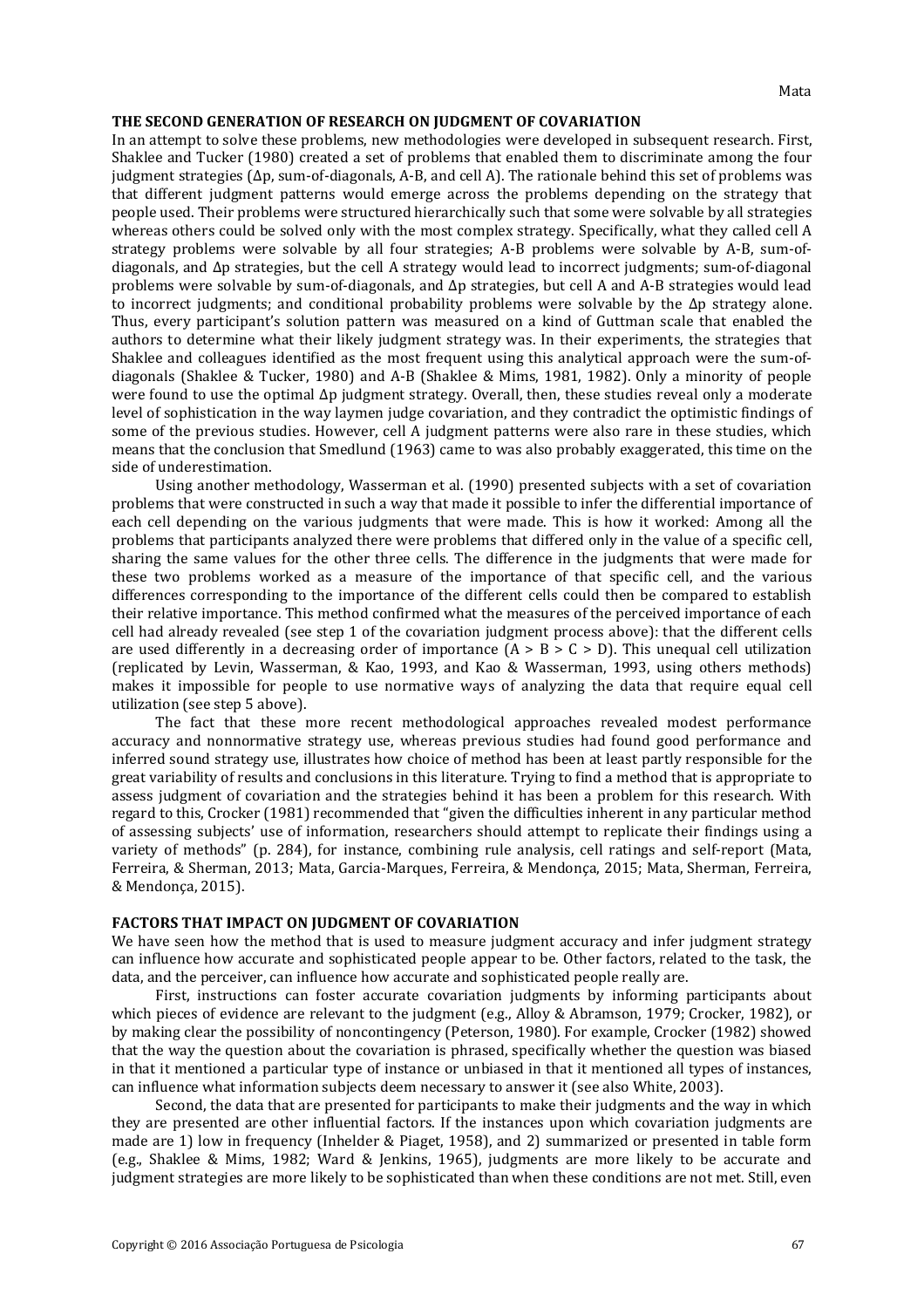## THE SECOND GENERATION OF RESEARCH ON JUDGMENT OF COVARIATION

In an attempt to solve these problems, new methodologies were developed in subsequent research. First, Shaklee and Tucker (1980) created a set of problems that enabled them to discriminate among the four judgment strategies (Δp, sum-of-diagonals, A-B, and cell A). The rationale behind this set of problems was that different judgment patterns would emerge across the problems depending on the strategy that people used. Their problems were structured hierarchically such that some were solvable by all strategies whereas others could be solved only with the most complex strategy. Specifically, what they called cell A strategy problems were solvable by all four strategies; A-B problems were solvable by A-B, sum-of-diagonals, and Δp strategies, but the cell A strategy would lead to incorrect judgments; sum-of-diagonal problems were solvable by sum-of-diagonals, and Δp strategies, but cell A and A-B strategies would lead to incorrect judgments; and conditional probability problems were solvable by the Δp strategy alone. Thus, every participant's solution pattern was measured on a kind of Guttman scale that enabled the authors to determine what their likely judgment strategy was. In their experiments, the strategies that Shaklee and colleagues identified as the most frequent using this analytical approach were the sum-of-diagonals (Shaklee & Tucker, 1980) and A-B (Shaklee & Mims, 1981, 1982). Only a minority of people were found to use the optimal Δp judgment strategy. Overall, then, these studies reveal only a moderate level of sophistication in the way laymen judge covariation, and they contradict the optimistic findings of some of the previous studies. However, cell A judgment patterns were also rare in these studies, which means that the conclusion that Smedlund (1963) came to was also probably exaggerated, this time on the side of underestimation.

Using another methodology, Wasserman et al. (1990) presented subjects with a set of covariation problems that were constructed in such a way that made it possible to infer the differential importance of each cell depending on the various judgments that were made. This is how it worked: Among all the problems that participants analyzed there were problems that differed only in the value of a specific cell, sharing the same values for the other three cells. The difference in the judgments that were made for these two problems worked as a measure of the importance of that specific cell, and the various differences corresponding to the importance of the different cells could then be compared to establish their relative importance. This method confirmed what the measures of the perceived importance of each cell had already revealed (see step 1 of the covariation judgment process above): that the different cells are used differently in a decreasing order of importance (A > B > C > D). This unequal cell utilization (replicated by Levin, Wasserman, & Kao, 1993, and Kao & Wasserman, 1993, using others methods) makes it impossible for people to use normative ways of analyzing the data that require equal cell utilization (see step 5 above).

The fact that these more recent methodological approaches revealed modest performance accuracy and nonnormative strategy use, whereas previous studies had found good performance and inferred sound strategy use, illustrates how choice of method has been at least partly responsible for the great variability of results and conclusions in this literature. Trying to find a method that is appropriate to assess judgment of covariation and the strategies behind it has been a problem for this research. With regard to this, Crocker (1981) recommended that "given the difficulties inherent in any particular method of assessing subjects' use of information, researchers should attempt to replicate their findings using a variety of methods" (p. 284), for instance, combining rule analysis, cell ratings and self-report (Mata, Ferreira, & Sherman, 2013; Mata, Garcia-Marques, Ferreira, & Mendonça, 2015; Mata, Sherman, Ferreira, & Mendonça, 2015).

## FACTORS THAT IMPACT ON JUDGMENT OF COVARIATION

We have seen how the method that is used to measure judgment accuracy and infer judgment strategy can influence how accurate and sophisticated people appear to be. Other factors, related to the task, the data, and the perceiver, can influence how accurate and sophisticated people really are.

First, instructions can foster accurate covariation judgments by informing participants about which pieces of evidence are relevant to the judgment (e.g., Alloy & Abramson, 1979; Crocker, 1982), or by making clear the possibility of noncontingency (Peterson, 1980). For example, Crocker (1982) showed that the way the question about the covariation is phrased, specifically whether the question was biased in that it mentioned a particular type of instance or unbiased in that it mentioned all types of instances, can influence what information subjects deem necessary to answer it (see also White, 2003).

Second, the data that are presented for participants to make their judgments and the way in which they are presented are other influential factors. If the instances upon which covariation judgments are made are 1) low in frequency (Inhelder & Piaget, 1958), and 2) summarized or presented in table form (e.g., Shaklee & Mims, 1982; Ward & Jenkins, 1965), judgments are more likely to be accurate and judgment strategies are more likely to be sophisticated than when these conditions are not met. Still, even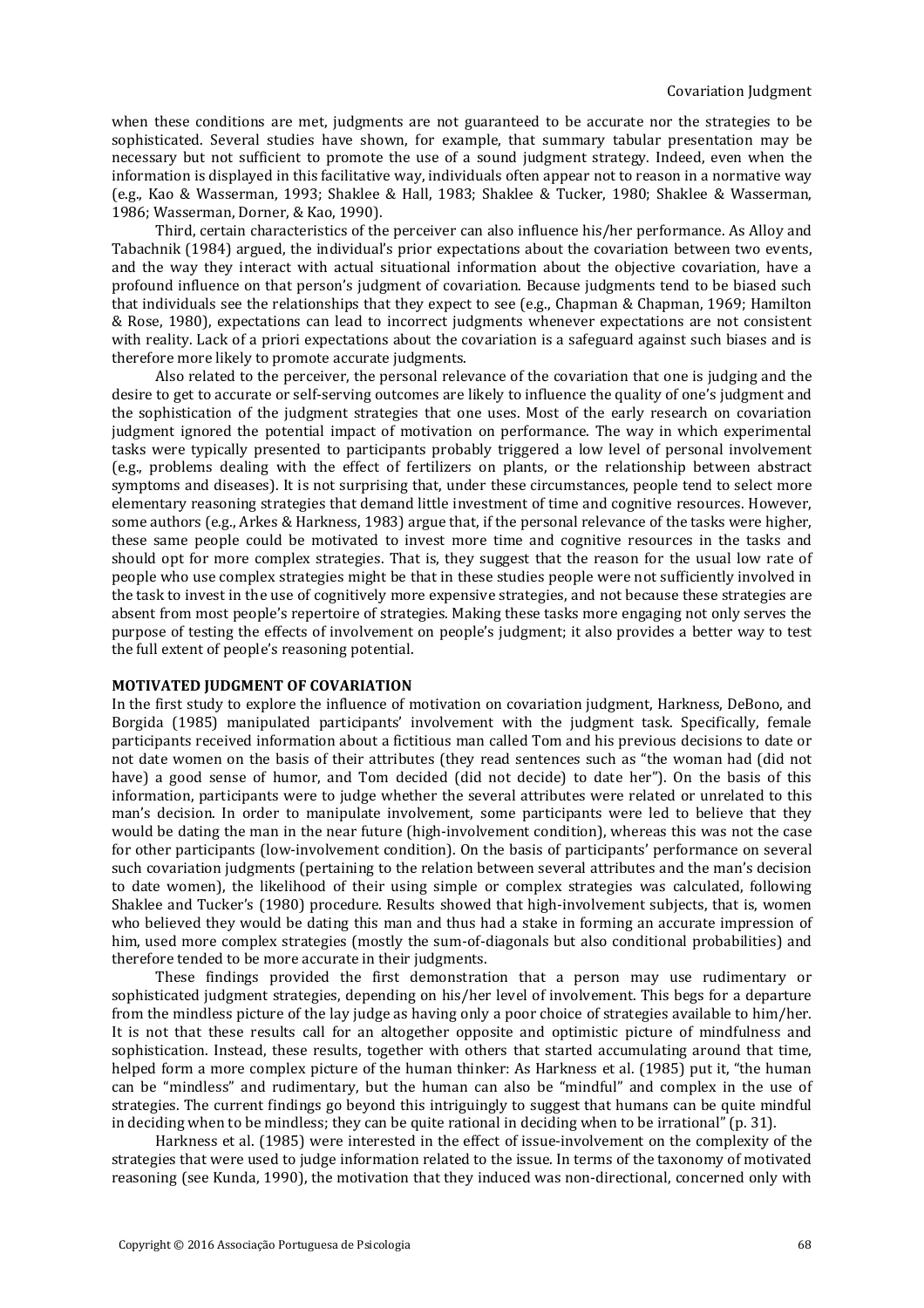when these conditions are met, judgments are not guaranteed to be accurate nor the strategies to be sophisticated. Several studies have shown, for example, that summary tabular presentation may be necessary but not sufficient to promote the use of a sound judgment strategy. Indeed, even when the information is displayed in this facilitative way, individuals often appear not to reason in a normative way (e.g., Kao & Wasserman, 1993; Shaklee & Hall, 1983; Shaklee & Tucker, 1980; Shaklee & Wasserman, 1986; Wasserman, Dorner, & Kao, 1990).

Third, certain characteristics of the perceiver can also influence his/her performance. As Alloy and Tabachnik (1984) argued, the individual's prior expectations about the covariation between two events, and the way they interact with actual situational information about the objective covariation, have a profound influence on that person's judgment of covariation. Because judgments tend to be biased such that individuals see the relationships that they expect to see (e.g., Chapman & Chapman, 1969; Hamilton & Rose, 1980), expectations can lead to incorrect judgments whenever expectations are not consistent with reality. Lack of a priori expectations about the covariation is a safeguard against such biases and is therefore more likely to promote accurate judgments.

Also related to the perceiver, the personal relevance of the covariation that one is judging and the desire to get to accurate or self-serving outcomes are likely to influence the quality of one's judgment and the sophistication of the judgment strategies that one uses. Most of the early research on covariation judgment ignored the potential impact of motivation on performance. The way in which experimental tasks were typically presented to participants probably triggered a low level of personal involvement (e.g., problems dealing with the effect of fertilizers on plants, or the relationship between abstract symptoms and diseases). It is not surprising that, under these circumstances, people tend to select more elementary reasoning strategies that demand little investment of time and cognitive resources. However, some authors (e.g., Arkes & Harkness, 1983) argue that, if the personal relevance of the tasks were higher, these same people could be motivated to invest more time and cognitive resources in the tasks and should opt for more complex strategies. That is, they suggest that the reason for the usual low rate of people who use complex strategies might be that in these studies people were not sufficiently involved in the task to invest in the use of cognitively more expensive strategies, and not because these strategies are absent from most people's repertoire of strategies. Making these tasks more engaging not only serves the purpose of testing the effects of involvement on people's judgment; it also provides a better way to test the full extent of people's reasoning potential.

## MOTIVATED JUDGMENT OF COVARIATION

In the first study to explore the influence of motivation on covariation judgment, Harkness, DeBono, and Borgida (1985) manipulated participants' involvement with the judgment task. Specifically, female participants received information about a fictitious man called Tom and his previous decisions to date or not date women on the basis of their attributes (they read sentences such as "the woman had (did not have) a good sense of humor, and Tom decided (did not decide) to date her"). On the basis of this information, participants were to judge whether the several attributes were related or unrelated to this man's decision. In order to manipulate involvement, some participants were led to believe that they would be dating the man in the near future (high-involvement condition), whereas this was not the case for other participants (low-involvement condition). On the basis of participants' performance on several such covariation judgments (pertaining to the relation between several attributes and the man's decision to date women), the likelihood of their using simple or complex strategies was calculated, following Shaklee and Tucker's (1980) procedure. Results showed that high-involvement subjects, that is, women who believed they would be dating this man and thus had a stake in forming an accurate impression of him, used more complex strategies (mostly the sum-of-diagonals but also conditional probabilities) and therefore tended to be more accurate in their judgments.

These findings provided the first demonstration that a person may use rudimentary or sophisticated judgment strategies, depending on his/her level of involvement. This begs for a departure from the mindless picture of the lay judge as having only a poor choice of strategies available to him/her. It is not that these results call for an altogether opposite and optimistic picture of mindfulness and sophistication. Instead, these results, together with others that started accumulating around that time, helped form a more complex picture of the human thinker: As Harkness et al. (1985) put it, "the human can be "mindless" and rudimentary, but the human can also be "mindful" and complex in the use of strategies. The current findings go beyond this intriguingly to suggest that humans can be quite mindful in deciding when to be mindless; they can be quite rational in deciding when to be irrational" (p. 31).

Harkness et al. (1985) were interested in the effect of issue-involvement on the complexity of the strategies that were used to judge information related to the issue. In terms of the taxonomy of motivated reasoning (see Kunda, 1990), the motivation that they induced was non-directional, concerned only with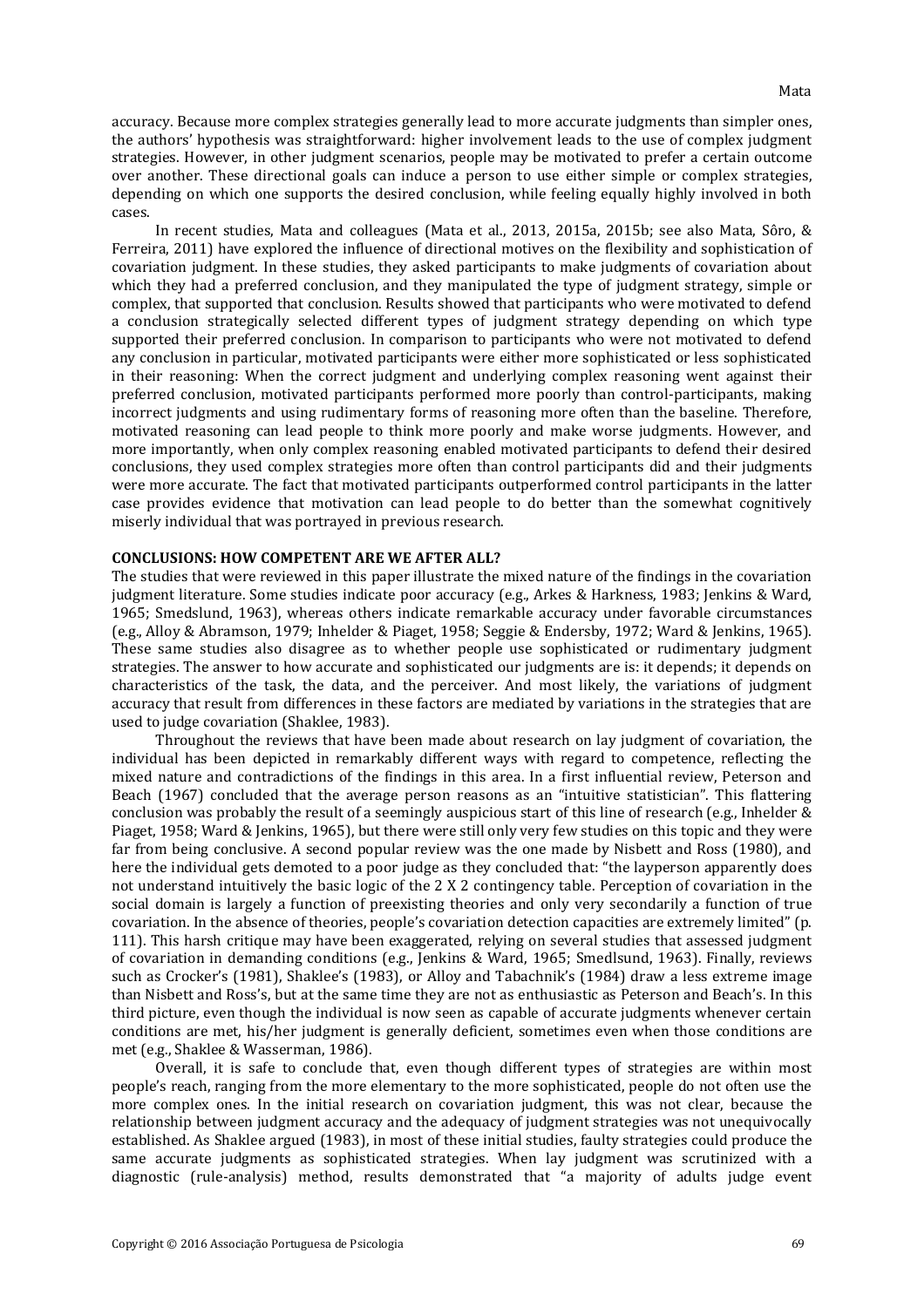accuracy. Because more complex strategies generally lead to more accurate judgments than simpler ones, the authors' hypothesis was straightforward: higher involvement leads to the use of complex judgment strategies. However, in other judgment scenarios, people may be motivated to prefer a certain outcome over another. These directional goals can induce a person to use either simple or complex strategies, depending on which one supports the desired conclusion, while feeling equally highly involved in both cases.

In recent studies, Mata and colleagues (Mata et al., 2013, 2015a, 2015b; see also Mata, Sôro, & Ferreira, 2011) have explored the influence of directional motives on the flexibility and sophistication of covariation judgment. In these studies, they asked participants to make judgments of covariation about which they had a preferred conclusion, and they manipulated the type of judgment strategy, simple or complex, that supported that conclusion. Results showed that participants who were motivated to defend a conclusion strategically selected different types of judgment strategy depending on which type supported their preferred conclusion. In comparison to participants who were not motivated to defend any conclusion in particular, motivated participants were either more sophisticated or less sophisticated in their reasoning: When the correct judgment and underlying complex reasoning went against their preferred conclusion, motivated participants performed more poorly than control-participants, making incorrect judgments and using rudimentary forms of reasoning more often than the baseline. Therefore, motivated reasoning can lead people to think more poorly and make worse judgments. However, and more importantly, when only complex reasoning enabled motivated participants to defend their desired conclusions, they used complex strategies more often than control participants did and their judgments were more accurate. The fact that motivated participants outperformed control participants in the latter case provides evidence that motivation can lead people to do better than the somewhat cognitively miserly individual that was portrayed in previous research.

## CONCLUSIONS: HOW COMPETENT ARE WE AFTER ALL?

The studies that were reviewed in this paper illustrate the mixed nature of the findings in the covariation judgment literature. Some studies indicate poor accuracy (e.g., Arkes & Harkness, 1983; Jenkins & Ward, 1965; Smedslund, 1963), whereas others indicate remarkable accuracy under favorable circumstances (e.g., Alloy & Abramson, 1979; Inhelder & Piaget, 1958; Seggie & Endersby, 1972; Ward & Jenkins, 1965). These same studies also disagree as to whether people use sophisticated or rudimentary judgment strategies. The answer to how accurate and sophisticated our judgments are is: it depends; it depends on characteristics of the task, the data, and the perceiver. And most likely, the variations of judgment accuracy that result from differences in these factors are mediated by variations in the strategies that are used to judge covariation (Shaklee, 1983).

Throughout the reviews that have been made about research on lay judgment of covariation, the individual has been depicted in remarkably different ways with regard to competence, reflecting the mixed nature and contradictions of the findings in this area. In a first influential review, Peterson and Beach (1967) concluded that the average person reasons as an "intuitive statistician". This flattering conclusion was probably the result of a seemingly auspicious start of this line of research (e.g., Inhelder & Piaget, 1958; Ward & Jenkins, 1965), but there were still only very few studies on this topic and they were far from being conclusive. A second popular review was the one made by Nisbett and Ross (1980), and here the individual gets demoted to a poor judge as they concluded that: "the layperson apparently does not understand intuitively the basic logic of the 2 X 2 contingency table. Perception of covariation in the social domain is largely a function of preexisting theories and only very secondarily a function of true covariation. In the absence of theories, people's covariation detection capacities are extremely limited" (p. 111). This harsh critique may have been exaggerated, relying on several studies that assessed judgment of covariation in demanding conditions (e.g., Jenkins & Ward, 1965; Smedlsund, 1963). Finally, reviews such as Crocker's (1981), Shaklee's (1983), or Alloy and Tabachnik's (1984) draw a less extreme image than Nisbett and Ross's, but at the same time they are not as enthusiastic as Peterson and Beach's. In this third picture, even though the individual is now seen as capable of accurate judgments whenever certain conditions are met, his/her judgment is generally deficient, sometimes even when those conditions are met (e.g., Shaklee & Wasserman, 1986).

Overall, it is safe to conclude that, even though different types of strategies are within most people's reach, ranging from the more elementary to the more sophisticated, people do not often use the more complex ones. In the initial research on covariation judgment, this was not clear, because the relationship between judgment accuracy and the adequacy of judgment strategies was not unequivocally established. As Shaklee argued (1983), in most of these initial studies, faulty strategies could produce the same accurate judgments as sophisticated strategies. When lay judgment was scrutinized with a diagnostic (rule-analysis) method, results demonstrated that "a majority of adults judge event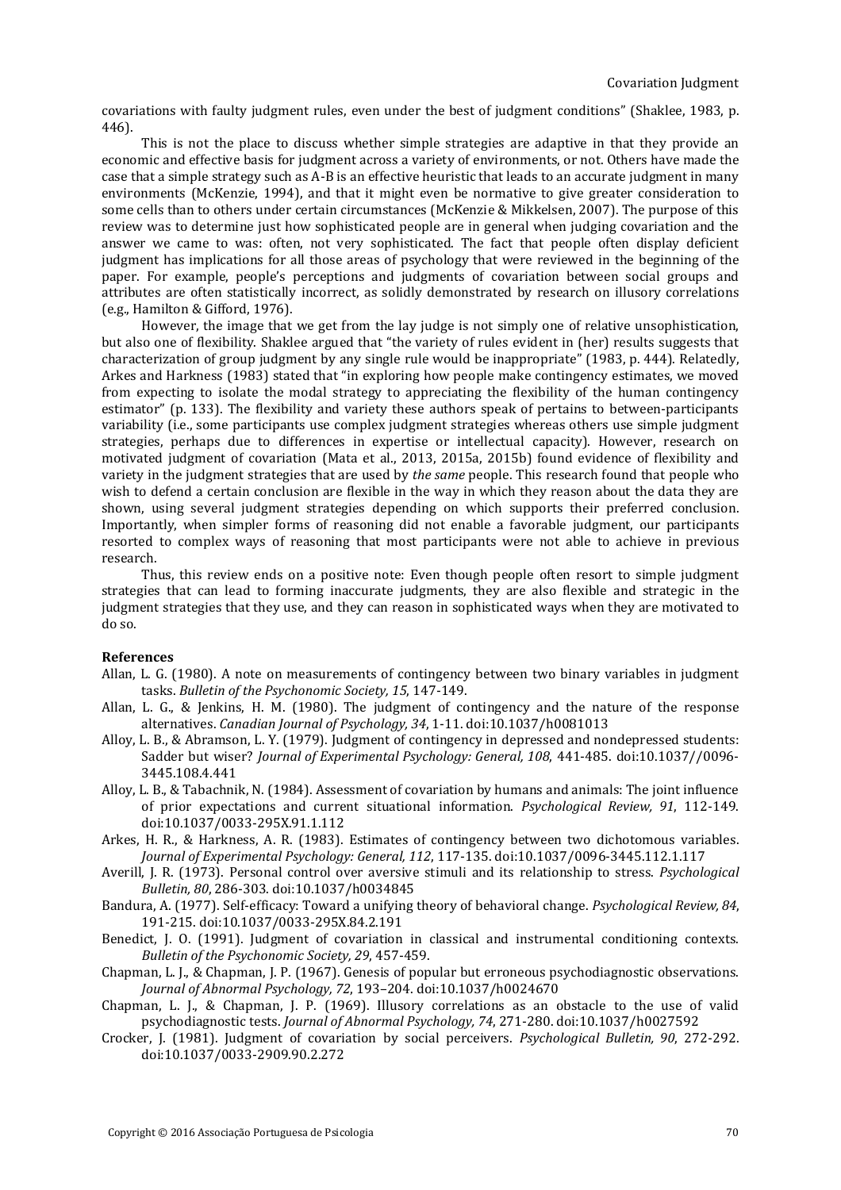covariations with faulty judgment rules, even under the best of judgment conditions" (Shaklee, 1983, p. 446).

This is not the place to discuss whether simple strategies are adaptive in that they provide an economic and effective basis for judgment across a variety of environments, or not. Others have made the case that a simple strategy such as A-B is an effective heuristic that leads to an accurate judgment in many environments (McKenzie, 1994), and that it might even be normative to give greater consideration to some cells than to others under certain circumstances (McKenzie & Mikkelsen, 2007). The purpose of this review was to determine just how sophisticated people are in general when judging covariation and the answer we came to was: often, not very sophisticated. The fact that people often display deficient judgment has implications for all those areas of psychology that were reviewed in the beginning of the paper. For example, people's perceptions and judgments of covariation between social groups and attributes are often statistically incorrect, as solidly demonstrated by research on illusory correlations (e.g., Hamilton & Gifford, 1976).

However, the image that we get from the lay judge is not simply one of relative unsophistication, but also one of flexibility. Shaklee argued that "the variety of rules evident in (her) results suggests that characterization of group judgment by any single rule would be inappropriate" (1983, p. 444). Relatedly, Arkes and Harkness (1983) stated that "in exploring how people make contingency estimates, we moved from expecting to isolate the modal strategy to appreciating the flexibility of the human contingency estimator" (p. 133). The flexibility and variety these authors speak of pertains to between-participants variability (i.e., some participants use complex judgment strategies whereas others use simple judgment strategies, perhaps due to differences in expertise or intellectual capacity). However, research on motivated judgment of covariation (Mata et al., 2013, 2015a, 2015b) found evidence of flexibility and variety in the judgment strategies that are used by *the same* people. This research found that people who wish to defend a certain conclusion are flexible in the way in which they reason about the data they are shown, using several judgment strategies depending on which supports their preferred conclusion. Importantly, when simpler forms of reasoning did not enable a favorable judgment, our participants resorted to complex ways of reasoning that most participants were not able to achieve in previous research.

Thus, this review ends on a positive note: Even though people often resort to simple judgment strategies that can lead to forming inaccurate judgments, they are also flexible and strategic in the judgment strategies that they use, and they can reason in sophisticated ways when they are motivated to do so.

**References**

Allan, L. G. (1980). A note on measurements of contingency between two binary variables in judgment tasks. *Bulletin of the Psychonomic Society, 15*, 147-149.

Allan, L. G., & Jenkins, H. M. (1980). The judgment of contingency and the nature of the response alternatives. *Canadian Journal of Psychology, 34*, 1-11. doi:10.1037/h0081013

Alloy, L. B., & Abramson, L. Y. (1979). Judgment of contingency in depressed and nondepressed students: Sadder but wiser? *Journal of Experimental Psychology: General, 108*, 441-485. doi:10.1037//0096-3445.108.4.441

Alloy, L. B., & Tabachnik, N. (1984). Assessment of covariation by humans and animals: The joint influence of prior expectations and current situational information. *Psychological Review, 91*, 112-149. doi:10.1037/0033-295X.91.1.112

Arkes, H. R., & Harkness, A. R. (1983). Estimates of contingency between two dichotomous variables. *Journal of Experimental Psychology: General, 112*, 117-135. doi:10.1037/0096-3445.112.1.117

Averill, J. R. (1973). Personal control over aversive stimuli and its relationship to stress. *Psychological Bulletin, 80*, 286-303. doi:10.1037/h0034845

Bandura, A. (1977). Self-efficacy: Toward a unifying theory of behavioral change. *Psychological Review, 84*, 191-215. doi:10.1037/0033-295X.84.2.191

Benedict, J. O. (1991). Judgment of covariation in classical and instrumental conditioning contexts. *Bulletin of the Psychonomic Society, 29*, 457-459.

Chapman, L. J., & Chapman, J. P. (1967). Genesis of popular but erroneous psychodiagnostic observations. *Journal of Abnormal Psychology, 72*, 193–204. doi:10.1037/h0024670

Chapman, L. J., & Chapman, J. P. (1969). Illusory correlations as an obstacle to the use of valid psychodiagnostic tests. *Journal of Abnormal Psychology, 74*, 271-280. doi:10.1037/h0027592

Crocker, J. (1981). Judgment of covariation by social perceivers. *Psychological Bulletin, 90*, 272-292. doi:10.1037/0033-2909.90.2.272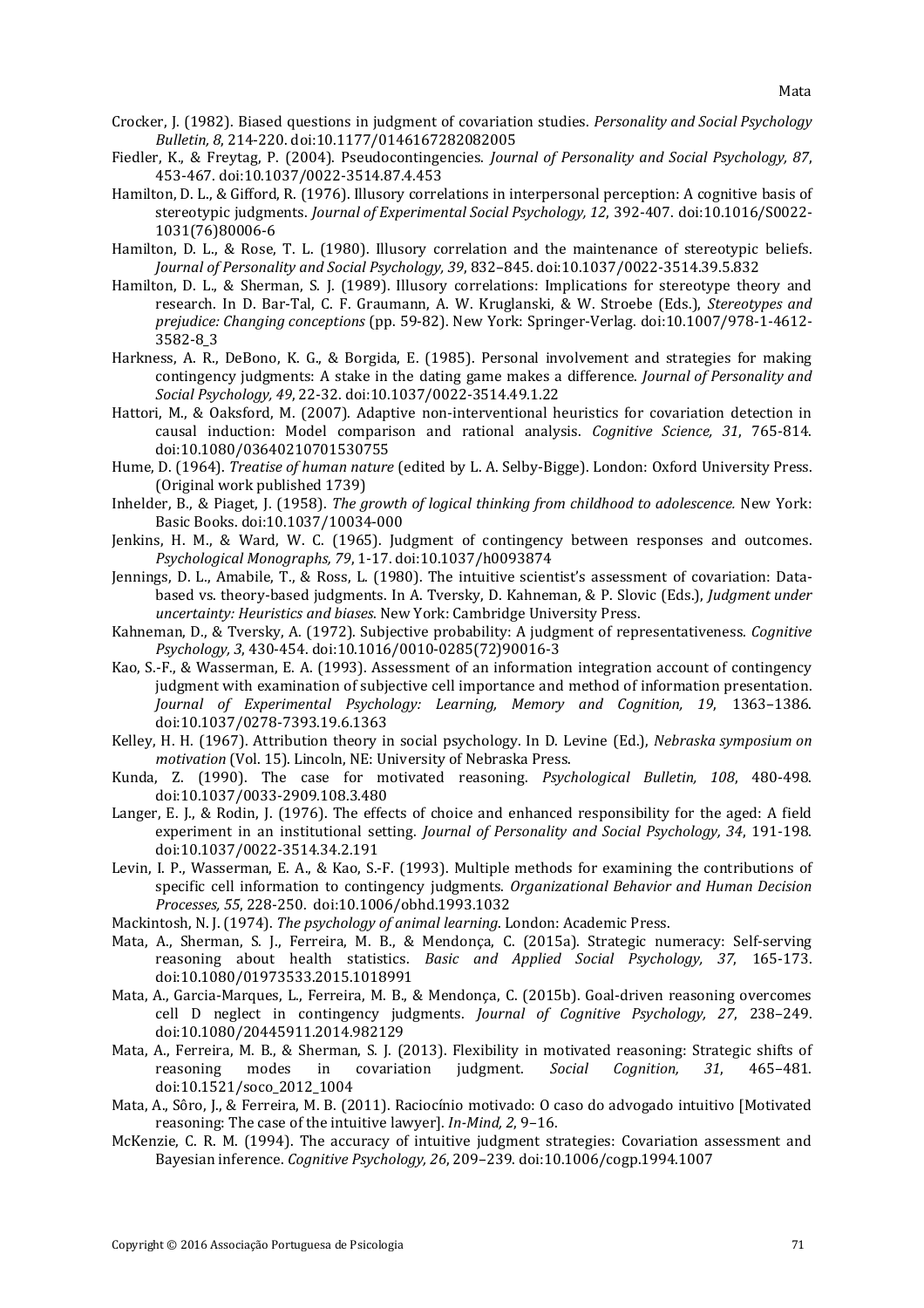Crocker, J. (1982). Biased questions in judgment of covariation studies. *Personality and Social Psychology Bulletin, 8*, 214-220. doi:10.1177/0146167282082005

Fiedler, K., & Freytag, P. (2004). Pseudocontingencies. *Journal of Personality and Social Psychology, 87*, 453-467. doi:10.1037/0022-3514.87.4.453

Hamilton, D. L., & Gifford, R. (1976). Illusory correlations in interpersonal perception: A cognitive basis of stereotypic judgments. *Journal of Experimental Social Psychology, 12*, 392-407. doi:10.1016/S0022-1031(76)80006-6

Hamilton, D. L., & Rose, T. L. (1980). Illusory correlation and the maintenance of stereotypic beliefs. *Journal of Personality and Social Psychology, 39*, 832–845. doi:10.1037/0022-3514.39.5.832

Hamilton, D. L., & Sherman, S. J. (1989). Illusory correlations: Implications for stereotype theory and research. In D. Bar-Tal, C. F. Graumann, A. W. Kruglanski, & W. Stroebe (Eds.), *Stereotypes and prejudice: Changing conceptions* (pp. 59-82). New York: Springer-Verlag. doi:10.1007/978-1-4612-3582-8_3

Harkness, A. R., DeBono, K. G., & Borgida, E. (1985). Personal involvement and strategies for making contingency judgments: A stake in the dating game makes a difference. *Journal of Personality and Social Psychology, 49*, 22-32. doi:10.1037/0022-3514.49.1.22

Hattori, M., & Oaksford, M. (2007). Adaptive non-interventional heuristics for covariation detection in causal induction: Model comparison and rational analysis. *Cognitive Science, 31*, 765-814. doi:10.1080/03640210701530755

Hume, D. (1964). *Treatise of human nature* (edited by L. A. Selby-Bigge). London: Oxford University Press. (Original work published 1739)

Inhelder, B., & Piaget, J. (1958). *The growth of logical thinking from childhood to adolescence.* New York: Basic Books. doi:10.1037/10034-000

Jenkins, H. M., & Ward, W. C. (1965). Judgment of contingency between responses and outcomes. *Psychological Monographs, 79*, 1-17. doi:10.1037/h0093874

Jennings, D. L., Amabile, T., & Ross, L. (1980). The intuitive scientist's assessment of covariation: Data-based vs. theory-based judgments. In A. Tversky, D. Kahneman, & P. Slovic (Eds.), *Judgment under uncertainty: Heuristics and biases*. New York: Cambridge University Press.

Kahneman, D., & Tversky, A. (1972). Subjective probability: A judgment of representativeness. *Cognitive Psychology, 3*, 430-454. doi:10.1016/0010-0285(72)90016-3

Kao, S.-F., & Wasserman, E. A. (1993). Assessment of an information integration account of contingency judgment with examination of subjective cell importance and method of information presentation. *Journal of Experimental Psychology: Learning, Memory and Cognition, 19*, 1363–1386. doi:10.1037/0278-7393.19.6.1363

Kelley, H. H. (1967). Attribution theory in social psychology. In D. Levine (Ed.), *Nebraska symposium on motivation* (Vol. 15). Lincoln, NE: University of Nebraska Press.

Kunda, Z. (1990). The case for motivated reasoning. *Psychological Bulletin, 108*, 480-498. doi:10.1037/0033-2909.108.3.480

Langer, E. J., & Rodin, J. (1976). The effects of choice and enhanced responsibility for the aged: A field experiment in an institutional setting. *Journal of Personality and Social Psychology, 34*, 191-198. doi:10.1037/0022-3514.34.2.191

Levin, I. P., Wasserman, E. A., & Kao, S.-F. (1993). Multiple methods for examining the contributions of specific cell information to contingency judgments. *Organizational Behavior and Human Decision Processes, 55*, 228-250. doi:10.1006/obhd.1993.1032

Mackintosh, N. J. (1974). *The psychology of animal learning*. London: Academic Press.

Mata, A., Sherman, S. J., Ferreira, M. B., & Mendonça, C. (2015a). Strategic numeracy: Self-serving reasoning about health statistics. *Basic and Applied Social Psychology, 37*, 165-173. doi:10.1080/01973533.2015.1018991

Mata, A., Garcia-Marques, L., Ferreira, M. B., & Mendonça, C. (2015b). Goal-driven reasoning overcomes cell D neglect in contingency judgments. *Journal of Cognitive Psychology, 27*, 238–249. doi:10.1080/20445911.2014.982129

Mata, A., Ferreira, M. B., & Sherman, S. J. (2013). Flexibility in motivated reasoning: Strategic shifts of reasoning modes in covariation judgment. *Social Cognition, 31*, 465–481. doi:10.1521/soco_2012_1004

Mata, A., Sôro, J., & Ferreira, M. B. (2011). Raciocínio motivado: O caso do advogado intuitivo [Motivated reasoning: The case of the intuitive lawyer]. *In-Mind, 2*, 9–16.

McKenzie, C. R. M. (1994). The accuracy of intuitive judgment strategies: Covariation assessment and Bayesian inference. *Cognitive Psychology, 26*, 209–239. doi:10.1006/cogp.1994.1007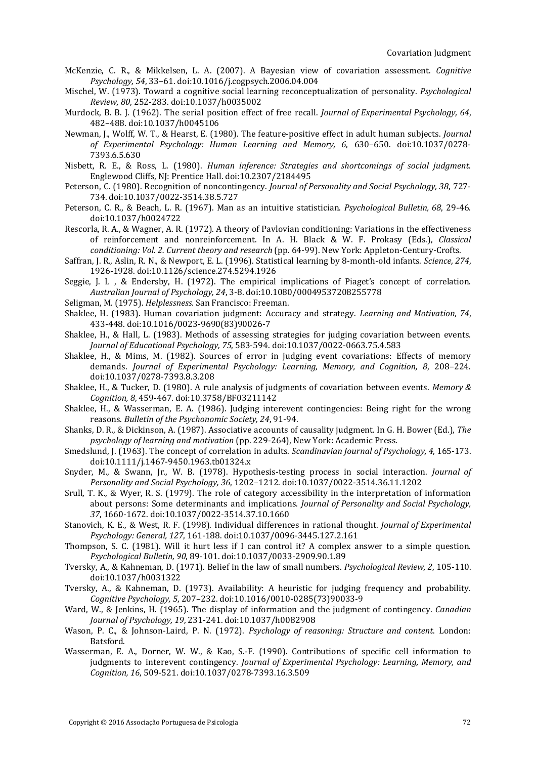McKenzie, C. R., & Mikkelsen, L. A. (2007). A Bayesian view of covariation assessment. *Cognitive Psychology, 54*, 33–61. doi:10.1016/j.cogpsych.2006.04.004

Mischel, W. (1973). Toward a cognitive social learning reconceptualization of personality. *Psychological Review, 80*, 252-283. doi:10.1037/h0035002

Murdock, B. B. J. (1962). The serial position effect of free recall. *Journal of Experimental Psychology, 64*, 482–488. doi:10.1037/h0045106

Newman, J., Wolff, W. T., & Hearst, E. (1980). The feature-positive effect in adult human subjects. *Journal of Experimental Psychology: Human Learning and Memory, 6*, 630–650. doi:10.1037/0278-7393.6.5.630

Nisbett, R. E., & Ross, L. (1980). *Human inference: Strategies and shortcomings of social judgment*. Englewood Cliffs, NJ: Prentice Hall. doi:10.2307/2184495

Peterson, C. (1980). Recognition of noncontingency. *Journal of Personality and Social Psychology, 38*, 727-734. doi:10.1037/0022-3514.38.5.727

Peterson, C. R., & Beach, L. R. (1967). Man as an intuitive statistician. *Psychological Bulletin, 68*, 29-46. doi:10.1037/h0024722

Rescorla, R. A., & Wagner, A. R. (1972). A theory of Pavlovian conditioning: Variations in the effectiveness of reinforcement and nonreinforcement. In A. H. Black & W. F. Prokasy (Eds.), *Classical conditioning: Vol. 2. Current theory and research* (pp. 64-99). New York: Appleton-Century-Crofts.

Saffran, J. R., Aslin, R. N., & Newport, E. L. (1996). Statistical learning by 8-month-old infants. *Science, 274*, 1926-1928. doi:10.1126/science.274.5294.1926

Seggie, J. L , & Endersby, H. (1972). The empirical implications of Piaget's concept of correlation. *Australian Journal of Psychology, 24*, 3-8. doi:10.1080/00049537208255778

Seligman, M. (1975). *Helplessness*. San Francisco: Freeman.

Shaklee, H. (1983). Human covariation judgment: Accuracy and strategy. *Learning and Motivation, 74*, 433-448. doi:10.1016/0023-9690(83)90026-7

Shaklee, H., & Hall, L. (1983). Methods of assessing strategies for judging covariation between events. *Journal of Educational Psychology, 75*, 583-594. doi:10.1037/0022-0663.75.4.583

Shaklee, H., & Mims, M. (1982). Sources of error in judging event covariations: Effects of memory demands. *Journal of Experimental Psychology: Learning, Memory, and Cognition, 8*, 208–224. doi:10.1037/0278-7393.8.3.208

Shaklee, H., & Tucker, D. (1980). A rule analysis of judgments of covariation between events. *Memory & Cognition, 8*, 459-467. doi:10.3758/BF03211142

Shaklee, H., & Wasserman, E. A. (1986). Judging interevent contingencies: Being right for the wrong reasons. *Bulletin of the Psychonomic Society, 24*, 91-94.

Shanks, D. R., & Dickinson, A. (1987). Associative accounts of causality judgment. In G. H. Bower (Ed.), *The psychology of learning and motivation* (pp. 229-264), New York: Academic Press.

Smedslund, J. (1963). The concept of correlation in adults. *Scandinavian Journal of Psychology, 4*, 165-173. doi:10.1111/j.1467-9450.1963.tb01324.x

Snyder, M., & Swann, Jr., W. B. (1978). Hypothesis-testing process in social interaction. *Journal of Personality and Social Psychology, 36*, 1202–1212. doi:10.1037/0022-3514.36.11.1202

Srull, T. K., & Wyer, R. S. (1979). The role of category accessibility in the interpretation of information about persons: Some determinants and implications. *Journal of Personality and Social Psychology, 37*, 1660-1672. doi:10.1037/0022-3514.37.10.1660

Stanovich, K. E., & West, R. F. (1998). Individual differences in rational thought. *Journal of Experimental Psychology: General, 127*, 161-188. doi:10.1037/0096-3445.127.2.161

Thompson, S. C. (1981). Will it hurt less if I can control it? A complex answer to a simple question. *Psychological Bulletin, 90*, 89-101. doi:10.1037/0033-2909.90.1.89

Tversky, A., & Kahneman, D. (1971). Belief in the law of small numbers. *Psychological Review, 2*, 105-110. doi:10.1037/h0031322

Tversky, A., & Kahneman, D. (1973). Availability: A heuristic for judging frequency and probability. *Cognitive Psychology, 5*, 207–232. doi:10.1016/0010-0285(73)90033-9

Ward, W., & Jenkins, H. (1965). The display of information and the judgment of contingency. *Canadian Journal of Psychology, 19*, 231-241. doi:10.1037/h0082908

Wason, P. C., & Johnson-Laird, P. N. (1972). *Psychology of reasoning: Structure and content*. London: Batsford.

Wasserman, E. A., Dorner, W. W., & Kao, S.-F. (1990). Contributions of specific cell information to judgments to interevent contingency. *Journal of Experimental Psychology: Learning, Memory, and Cognition, 16*, 509-521. doi:10.1037/0278-7393.16.3.509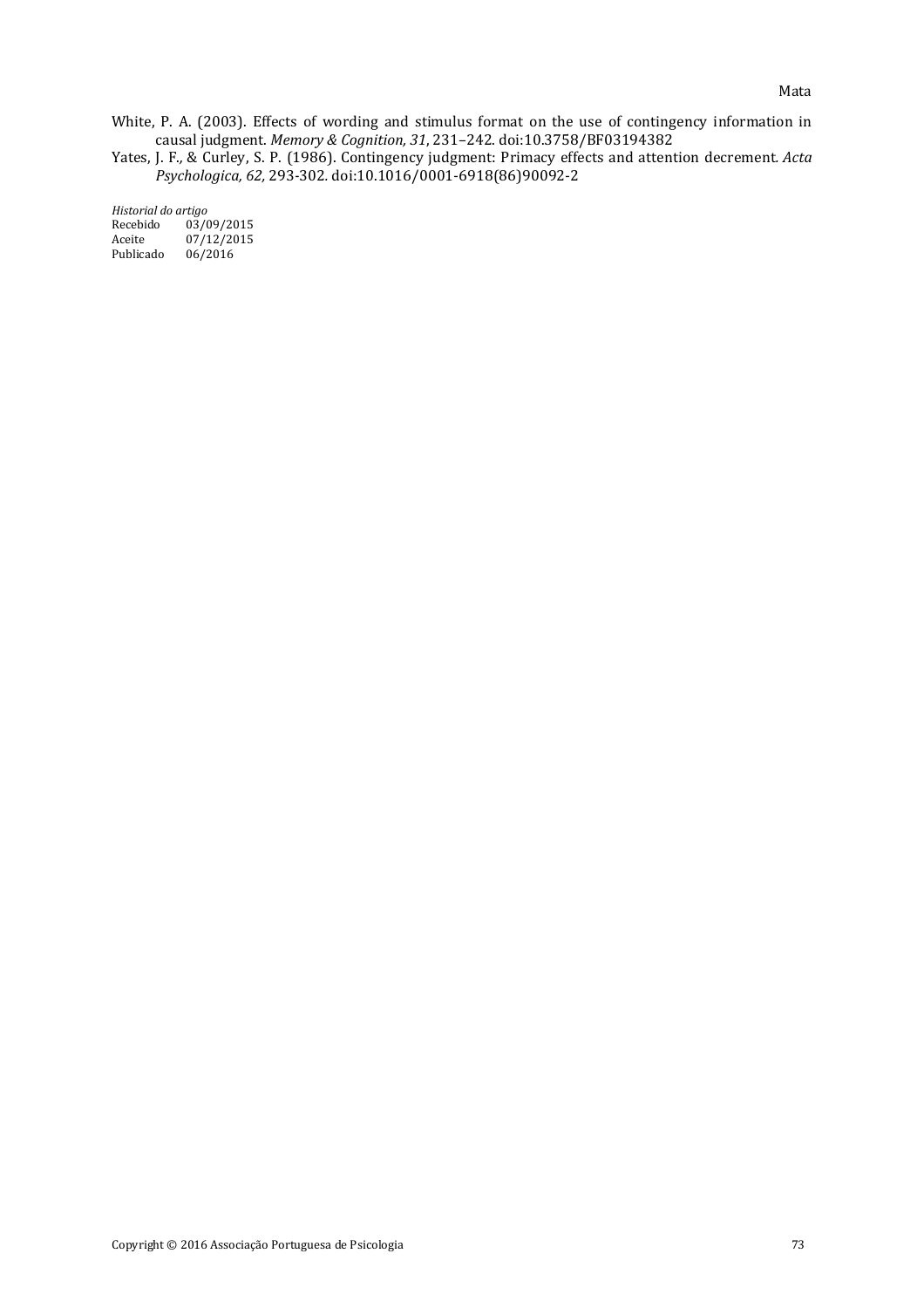White, P. A. (2003). Effects of wording and stimulus format on the use of contingency information in causal judgment. *Memory & Cognition, 31*, 231–242. doi:10.3758/BF03194382

Yates, J. F., & Curley, S. P. (1986). Contingency judgment: Primacy effects and attention decrement. *Acta Psychologica, 62,* 293-302. doi:10.1016/0001-6918(86)90092-2

*Historial do artigo*
Recebido 03/09/2015
Aceite 07/12/2015
Publicado 06/2016